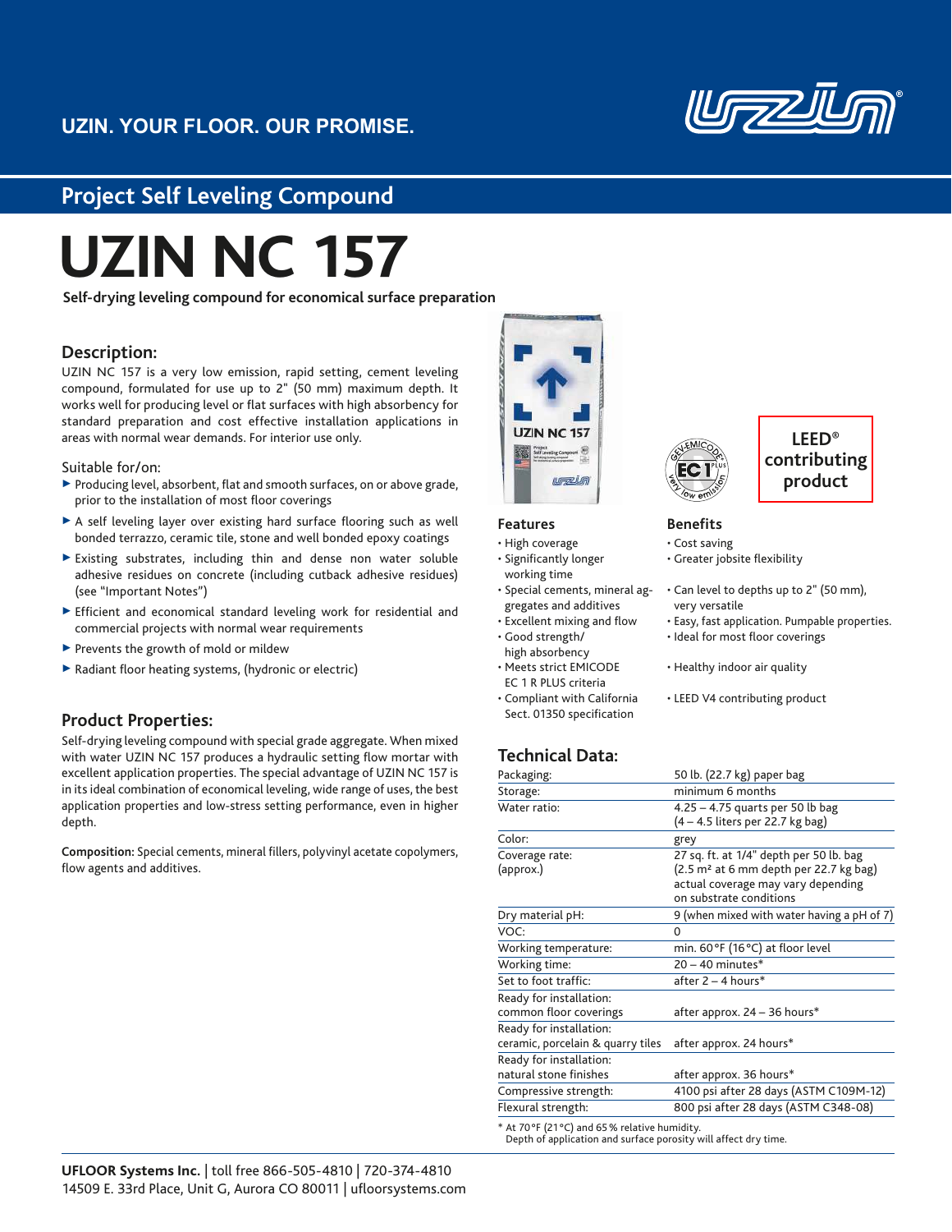UZIN. YOUR FLOOR. OUR PROMISE.

## Project Self Leveling Compound

# UZIN NC 157

**Self-drying leveling compound for economical surface preparation**

### Description:

UZIN NC 157 is a very low emission, rapid setting, cement leveling compound, formulated for use up to 2" (50 mm) maximum depth. It works well for producing level or flat surfaces with high absorbency for standard preparation and cost effective installation applications in areas with normal wear demands. For interior use only.

Suitable for/on:

- Producing level, absorbent, flat and smooth surfaces, on or above grade, prior to the installation of most floor coverings
- A self leveling layer over existing hard surface flooring such as well bonded terrazzo, ceramic tile, stone and well bonded epoxy coatings
- Existing substrates, including thin and dense non water soluble adhesive residues on concrete (including cutback adhesive residues) (see "Important Notes")
- Efficient and economical standard leveling work for residential and commercial projects with normal wear requirements
- Prevents the growth of mold or mildew
- Radiant floor heating systems, (hydronic or electric)

### Product Properties:

Self-drying leveling compound with special grade aggregate. When mixed with water UZIN NC 157 produces a hydraulic setting flow mortar with excellent application properties. The special advantage of UZIN NC 157 is in its ideal combination of economical leveling, wide range of uses, the best application properties and low-stress setting performance, even in higher depth.

**Composition:** Special cements, mineral fillers, polyvinyl acetate copolymers, flow agents and additives.

EMICODE EC 1 PLUS – very low emission

**LEED® contributing product**

### Features

- High coverage
- Significantly longer working time
- Special cements, mineral aggregates and additives
- Excellent mixing and flow
- Good strength/ high absorbency
- Meets strict EMICODE EC 1 R PLUS criteria
- Compliant with California Sect. 01350 specification

### Benefits

- Cost saving
- Greater jobsite flexibility
- Can level to depths up to 2" (50 mm), very versatile
- Easy, fast application. Pumpable properties.
- Ideal for most floor coverings
- Healthy indoor air quality
- LEED V4 contributing product

### Technical Data:

| | |
|---|---|
| Packaging: | 50 lb. (22.7 kg) paper bag |
| Storage: | minimum 6 months |
| Water ratio: | 4.25 – 4.75 quarts per 50 lb bag (4 – 4.5 liters per 22.7 kg bag) |
| Color: | grey |
| Coverage rate: (approx.) | 27 sq. ft. at 1/4" depth per 50 lb. bag (2.5 m² at 6 mm depth per 22.7 kg bag) actual coverage may vary depending on substrate conditions |
| Dry material pH: | 9 (when mixed with water having a pH of 7) |
| VOC: | 0 |
| Working temperature: | min. 60 °F (16 °C) at floor level |
| Working time: | 20 – 40 minutes* |
| Set to foot traffic: | after 2 – 4 hours* |
| Ready for installation: common floor coverings | after approx. 24 – 36 hours* |
| Ready for installation: ceramic, porcelain & quarry tiles | after approx. 24 hours* |
| Ready for installation: natural stone finishes | after approx. 36 hours* |
| Compressive strength: | 4100 psi after 28 days (ASTM C109M-12) |
| Flexural strength: | 800 psi after 28 days (ASTM C348-08) |

\* At 70 °F (21 °C) and 65 % relative humidity.
Depth of application and surface porosity will affect dry time.

**UFLOOR Systems Inc.** | toll free 866-505-4810 | 720-374-4810
14509 E. 33rd Place, Unit G, Aurora CO 80011 | ufloorsystems.com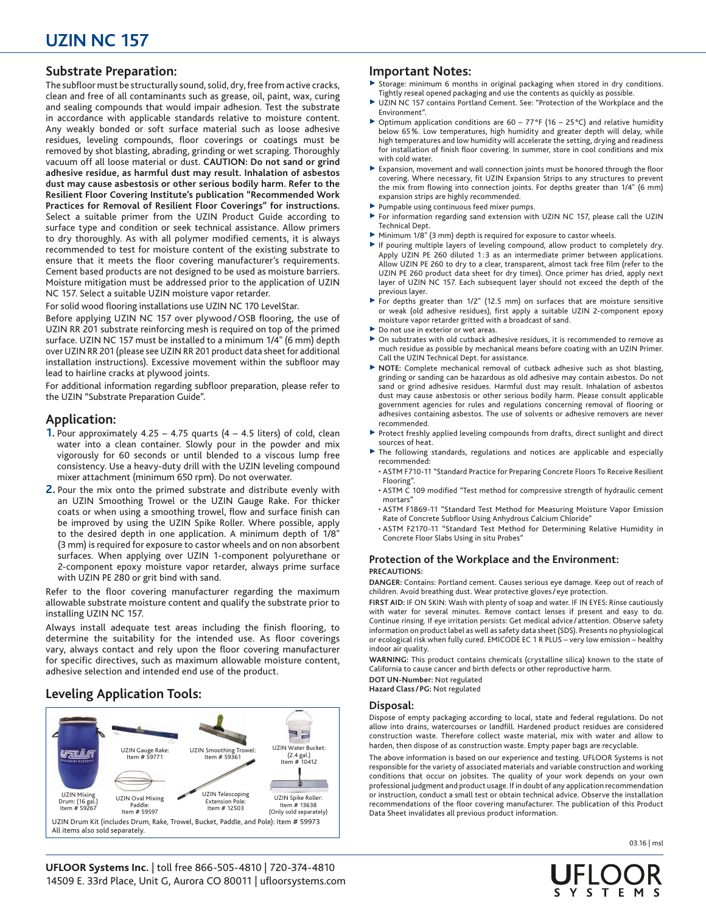# UZIN NC 157

## Substrate Preparation:

The subfloor must be structurally sound, solid, dry, free from active cracks, clean and free of all contaminants such as grease, oil, paint, wax, curing and sealing compounds that would impair adhesion. Test the substrate in accordance with applicable standards relative to moisture content. Any weakly bonded or soft surface material such as loose adhesive residues, leveling compounds, floor coverings or coatings must be removed by shot blasting, abrading, grinding or wet scraping. Thoroughly vacuum off all loose material or dust. **CAUTION: Do not sand or grind adhesive residue, as harmful dust may result. Inhalation of asbestos dust may cause asbestosis or other serious bodily harm. Refer to the Resilient Floor Covering Institute's publication "Recommended Work Practices for Removal of Resilient Floor Coverings" for instructions.** Select a suitable primer from the UZIN Product Guide according to surface type and condition or seek technical assistance. Allow primers to dry thoroughly. As with all polymer modified cements, it is always recommended to test for moisture content of the existing substrate to ensure that it meets the floor covering manufacturer's requirements. Cement based products are not designed to be used as moisture barriers. Moisture mitigation must be addressed prior to the application of UZIN NC 157. Select a suitable UZIN moisture vapor retarder.

For solid wood flooring installations use UZIN NC 170 LevelStar.

Before applying UZIN NC 157 over plywood/OSB flooring, the use of UZIN RR 201 substrate reinforcing mesh is required on top of the primed surface. UZIN NC 157 must be installed to a minimum 1/4" (6 mm) depth over UZIN RR 201 (please see UZIN RR 201 product data sheet for additional installation instructions). Excessive movement within the subfloor may lead to hairline cracks at plywood joints.

For additional information regarding subfloor preparation, please refer to the UZIN "Substrate Preparation Guide".

## Application:

1. Pour approximately 4.25 – 4.75 quarts (4 – 4.5 liters) of cold, clean water into a clean container. Slowly pour in the powder and mix vigorously for 60 seconds or until blended to a viscous lump free consistency. Use a heavy-duty drill with the UZIN leveling compound mixer attachment (minimum 650 rpm). Do not overwater.
2. Pour the mix onto the primed substrate and distribute evenly with an UZIN Smoothing Trowel or the UZIN Gauge Rake. For thicker coats or when using a smoothing trowel, flow and surface finish can be improved by using the UZIN Spike Roller. Where possible, apply to the desired depth in one application. A minimum depth of 1/8" (3 mm) is required for exposure to castor wheels and on non absorbent surfaces. When applying over UZIN 1-component polyurethane or 2-component epoxy moisture vapor retarder, always prime surface with UZIN PE 280 or grit bind with sand.

Refer to the floor covering manufacturer regarding the maximum allowable substrate moisture content and qualify the substrate prior to installing UZIN NC 157.

Always install adequate test areas including the finish flooring, to determine the suitability for the intended use. As floor coverings vary, always contact and rely upon the floor covering manufacturer for specific directives, such as maximum allowable moisture content, adhesive selection and intended end use of the product.

## Leveling Application Tools:

UZIN Mixing Drum: (16 gal.) Item # 59267

UZIN Gauge Rake: Item # 59771

UZIN Smoothing Trowel: Item # 59361

UZIN Water Bucket: (2.4 gal.) Item # 10412

UZIN Oval Mixing Paddle: Item # 59597

UZIN Telescoping Extension Pole: Item # 12503

UZIN Spike Roller: Item # 13638 (Only sold separately)

UZIN Drum Kit (includes Drum, Rake, Trowel, Bucket, Paddle, and Pole): Item # 59973
All items also sold separately.

## Important Notes:

- Storage: minimum 6 months in original packaging when stored in dry conditions. Tightly reseal opened packaging and use the contents as quickly as possible.
- UZIN NC 157 contains Portland Cement. See: "Protection of the Workplace and the Environment".
- Optimum application conditions are 60 – 77°F (16 – 25°C) and relative humidity below 65%. Low temperatures, high humidity and greater depth will delay, while high temperatures and low humidity will accelerate the setting, drying and readiness for installation of finish floor covering. In summer, store in cool conditions and mix with cold water.
- Expansion, movement and wall connection joints must be honored through the floor covering. Where necessary, fit UZIN Expansion Strips to any structures to prevent the mix from flowing into connection joints. For depths greater than 1/4" (6 mm) expansion strips are highly recommended.
- Pumpable using continuous feed mixer pumps.
- For information regarding sand extension with UZIN NC 157, please call the UZIN Technical Dept.
- Minimum 1/8" (3 mm) depth is required for exposure to castor wheels.
- If pouring multiple layers of leveling compound, allow product to completely dry. Apply UZIN PE 260 diluted 1:3 as an intermediate primer between applications. Allow UZIN PE 260 to dry to a clear, transparent, almost tack free film (refer to the UZIN PE 260 product data sheet for dry times). Once primer has dried, apply next layer of UZIN NC 157. Each subsequent layer should not exceed the depth of the previous layer.
- For depths greater than 1/2" (12.5 mm) on surfaces that are moisture sensitive or weak (old adhesive residues), first apply a suitable UZIN 2-component epoxy moisture vapor retarder gritted with a broadcast of sand.
- Do not use in exterior or wet areas.
- On substrates with old cutback adhesive residues, it is recommended to remove as much residue as possible by mechanical means before coating with an UZIN Primer. Call the UZIN Technical Dept. for assistance.
- **NOTE:** Complete mechanical removal of cutback adhesive such as shot blasting, grinding or sanding can be hazardous as old adhesive may contain asbestos. Do not sand or grind adhesive residues. Harmful dust may result. Inhalation of asbestos dust may cause asbestosis or other serious bodily harm. Please consult applicable government agencies for rules and regulations concerning removal of flooring or adhesives containing asbestos. The use of solvents or adhesive removers are never recommended.
- Protect freshly applied leveling compounds from drafts, direct sunlight and direct sources of heat.
- The following standards, regulations and notices are applicable and especially recommended:
  - ASTM F710-11 "Standard Practice for Preparing Concrete Floors To Receive Resilient Flooring".
  - ASTM C 109 modified "Test method for compressive strength of hydraulic cement mortars"
  - ASTM F1869-11 "Standard Test Method for Measuring Moisture Vapor Emission Rate of Concrete Subfloor Using Anhydrous Calcium Chloride"
  - ASTM F2170-11 "Standard Test Method for Determining Relative Humidity in Concrete Floor Slabs Using in situ Probes"

### Protection of the Workplace and the Environment:

**PRECAUTIONS:**

**DANGER:** Contains: Portland cement. Causes serious eye damage. Keep out of reach of children. Avoid breathing dust. Wear protective gloves/eye protection.

**FIRST AID:** IF ON SKIN: Wash with plenty of soap and water. IF IN EYES: Rinse cautiously with water for several minutes. Remove contact lenses if present and easy to do. Continue rinsing. If eye irritation persists: Get medical advice/attention. Observe safety information on product label as well as safety data sheet (SDS). Presents no physiological or ecological risk when fully cured. EMICODE EC 1 R PLUS – very low emission – healthy indoor air quality.

**WARNING:** This product contains chemicals (crystalline silica) known to the state of California to cause cancer and birth defects or other reproductive harm.

**DOT UN-Number:** Not regulated
**Hazard Class/PG:** Not regulated

### Disposal:

Dispose of empty packaging according to local, state and federal regulations. Do not allow into drains, watercourses or landfill. Hardened product residues are considered construction waste. Therefore collect waste material, mix with water and allow to harden, then dispose of as construction waste. Empty paper bags are recyclable.

The above information is based on our experience and testing. UFLOOR Systems is not responsible for the variety of associated materials and variable construction and working conditions that occur on jobsites. The quality of your work depends on your own professional judgment and product usage. If in doubt of any application recommendation or instruction, conduct a small test or obtain technical advice. Observe the installation recommendations of the floor covering manufacturer. The publication of this Product Data Sheet invalidates all previous product information.

03.16 | msl

**UFLOOR Systems Inc.** | toll free 866-505-4810 | 720-374-4810
14509 E. 33rd Place, Unit G, Aurora CO 80011 | ufloorsystems.com